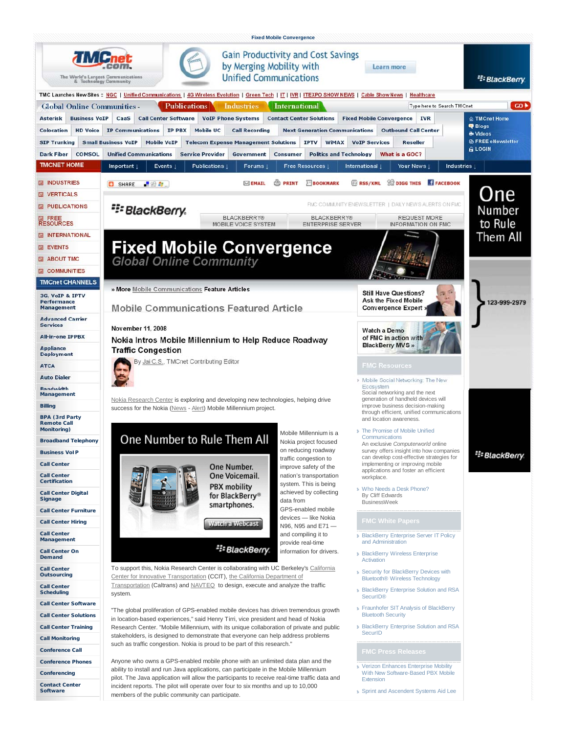Fixed Mobile Convergence

» More Mobile Communications Feature Articles

## Mobile Communications Featured Article

November 11, 2008

# Nokia Intros Mobile Millennium to Help Reduce Roadway Traffic Congestion

By Jai C.S., TMCnet Contributing Editor

Nokia Research Center is exploring and developing new technologies, helping drive success for the Nokia (News - Alert) Mobile Millennium project.

Mobile Millennium is a Nokia project focused on reducing roadway traffic congestion to improve safety of the nation's transportation system. This is being achieved by collecting data from GPS-enabled mobile devices — like Nokia N96, N95 and E71 — and compiling it to provide real-time information for drivers.

To support this, Nokia Research Center is collaborating with UC Berkeley's California Center for Innovative Transportation (CCIT), the California Department of Transportation (Caltrans) and NAVTEQ to design, execute and analyze the traffic system.

"The global proliferation of GPS-enabled mobile devices has driven tremendous growth in location-based experiences," said Henry Tirri, vice president and head of Nokia Research Center. "Mobile Millennium, with its unique collaboration of private and public stakeholders, is designed to demonstrate that everyone can help address problems such as traffic congestion. Nokia is proud to be part of this research."

Anyone who owns a GPS-enabled mobile phone with an unlimited data plan and the ability to install and run Java applications, can participate in the Mobile Millennium pilot. The Java application will allow the participants to receive real-time traffic data and incident reports. The pilot will operate over four to six months and up to 10,000 members of the public community can participate.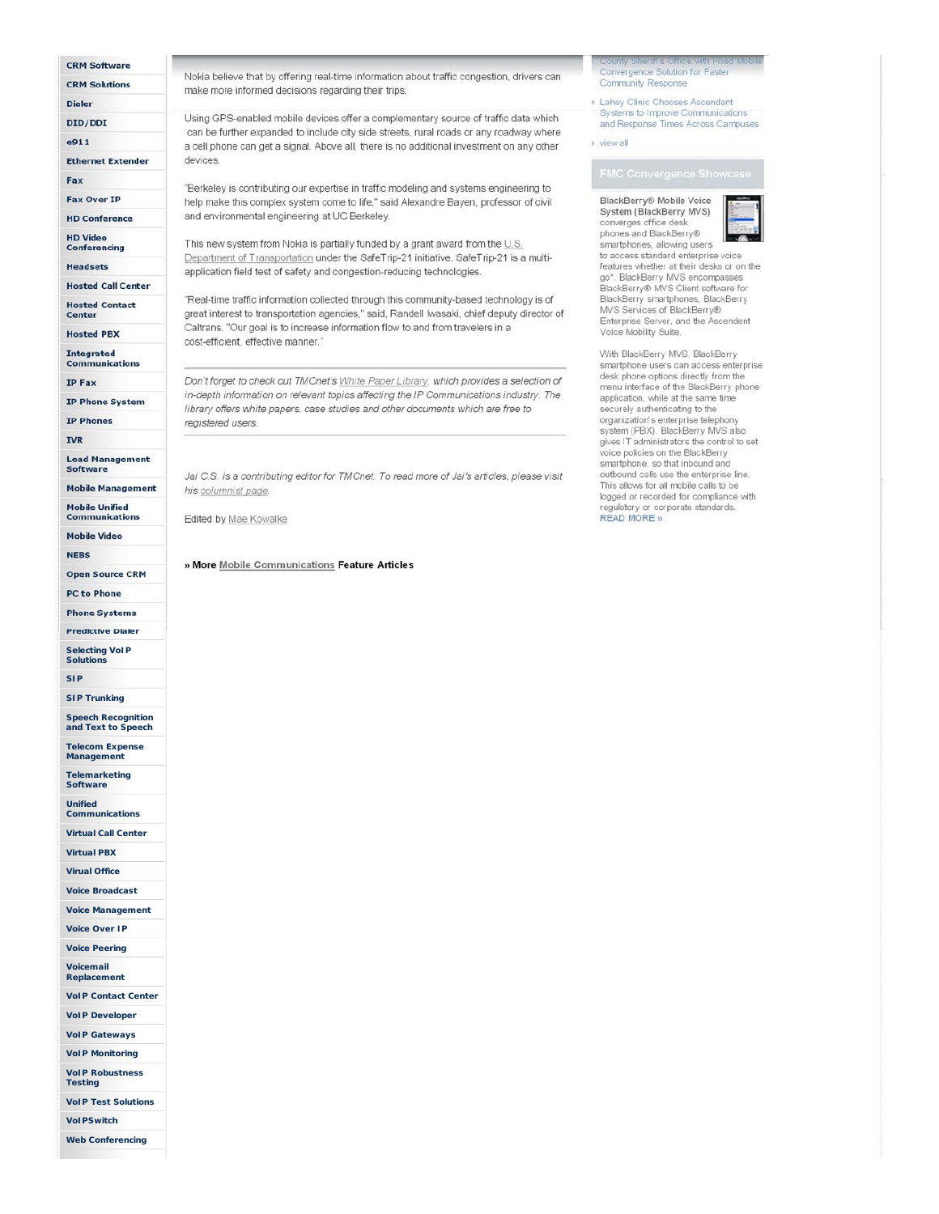Nokia believe that by offering real-time information about traffic congestion, drivers can make more informed decisions regarding their trips.

Using GPS-enabled mobile devices offer a complementary source of traffic data which can be further expanded to include city side streets, rural roads or any roadway where a cell phone can get a signal. Above all, there is no additional investment on any other devices.

"Berkeley is contributing our expertise in traffic modeling and systems engineering to help make this complex system come to life," said Alexandre Bayen, professor of civil and environmental engineering at UC Berkeley.

This new system from Nokia is partially funded by a grant award from the U.S. Department of Transportation under the SafeTrip-21 initiative. SafeTrip-21 is a multi-application field test of safety and congestion-reducing technologies.

"Real-time traffic information collected through this community-based technology is of great interest to transportation agencies," said, Randell Iwasaki, chief deputy director of Caltrans. "Our goal is to increase information flow to and from travelers in a cost-efficient, effective manner."

*Don't forget to check out TMCnet's White Paper Library, which provides a selection of in-depth information on relevant topics affecting the IP Communications industry. The library offers white papers, case studies and other documents which are free to registered users.*

*Jai C.S. is a contributing editor for TMCnet. To read more of Jai's articles, please visit his columnist page.*

Edited by Mae Kowalke

**» More Mobile Communications Feature Articles**

- County Sheriff's Office with Fixed Mobile Convergence Solution for Faster Community Response
- Lahey Clinic Chooses Ascendent Systems to Improve Communications and Response Times Across Campuses
- view all

## FMC Convergence Showcase

**BlackBerry® Mobile Voice System (BlackBerry MVS)** converges office desk phones and BlackBerry® smartphones, allowing users to access standard enterprise voice features whether at their desks or on the go*. BlackBerry MVS encompasses BlackBerry® MVS Client software for BlackBerry smartphones, BlackBerry MVS Services of BlackBerry® Enterprise Server, and the Ascendent Voice Mobility Suite.

With BlackBerry MVS, BlackBerry smartphone users can access enterprise desk phone options directly from the menu interface of the BlackBerry phone application, while at the same time securely authenticating to the organization's enterprise telephony system (PBX). BlackBerry MVS also gives IT administrators the control to set voice policies on the BlackBerry smartphone, so that inbound and outbound calls use the enterprise line. This allows for all mobile calls to be logged or recorded for compliance with regulatory or corporate standards.

**READ MORE »**

- CRM Software
- CRM Solutions
- Dialer
- DID/DDI
- e911
- Ethernet Extender
- Fax
- Fax Over IP
- HD Conference
- HD Video Conferencing
- Headsets
- Hosted Call Center
- Hosted Contact Center
- Hosted PBX
- Integrated Communications
- IP Fax
- IP Phone System
- IP Phones
- IVR
- Lead Management Software
- Mobile Management
- Mobile Unified Communications
- Mobile Video
- NEBS
- Open Source CRM
- PC to Phone
- Phone Systems
- Predictive Dialer
- Selecting VoIP Solutions
- SIP
- SIP Trunking
- Speech Recognition and Text to Speech
- Telecom Expense Management
- Telemarketing Software
- Unified Communications
- Virtual Call Center
- Virtual PBX
- Virual Office
- Voice Broadcast
- Voice Management
- Voice Over IP
- Voice Peering
- Voicemail Replacement
- VoIP Contact Center
- VoIP Developer
- VoIP Gateways
- VoIP Monitoring
- VoIP Robustness Testing
- VoIP Test Solutions
- VoIPSwitch
- Web Conferencing